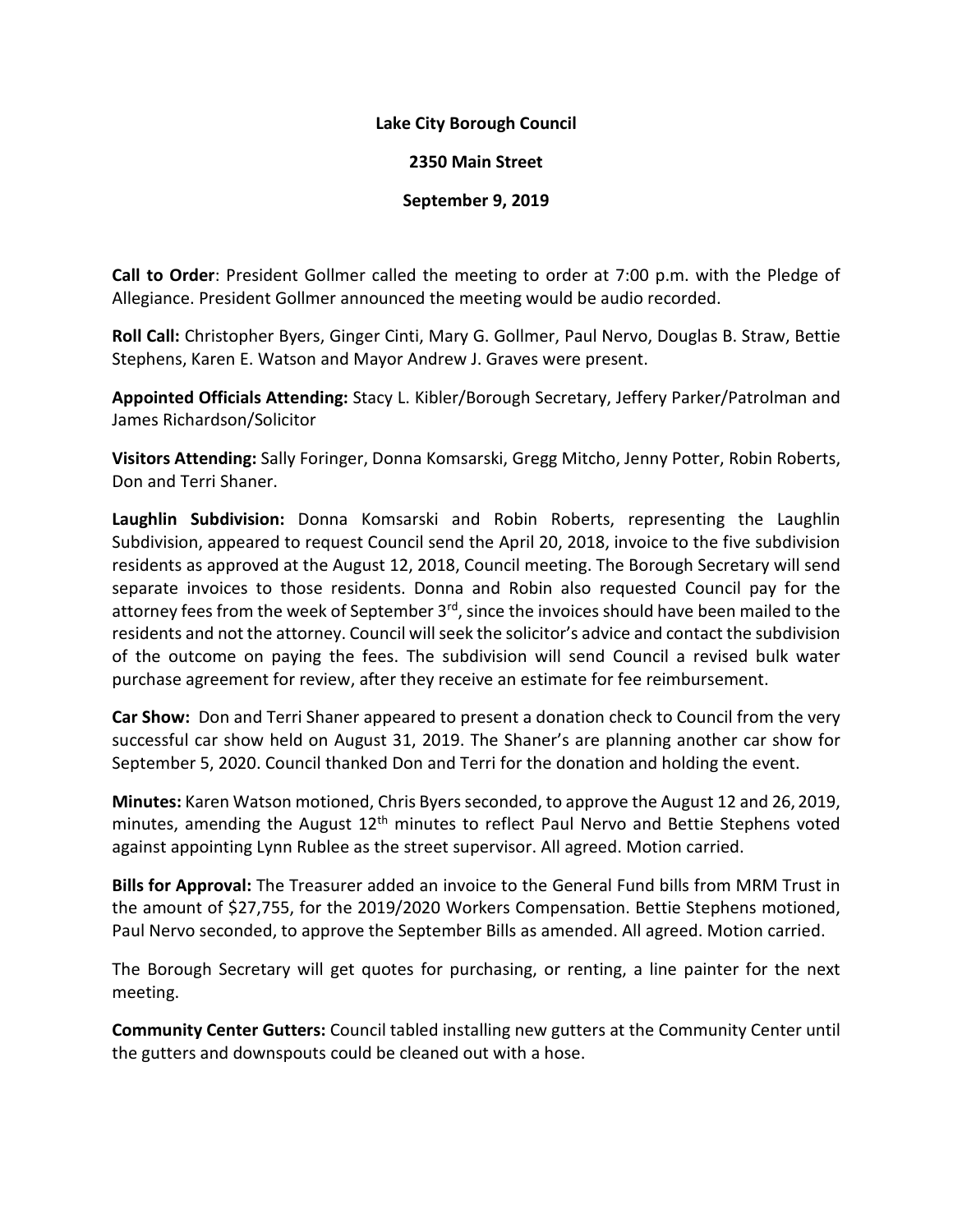**Lake City Borough Council**

**2350 Main Street**

**September 9, 2019**

**Call to Order**: President Gollmer called the meeting to order at 7:00 p.m. with the Pledge of Allegiance. President Gollmer announced the meeting would be audio recorded.

**Roll Call:** Christopher Byers, Ginger Cinti, Mary G. Gollmer, Paul Nervo, Douglas B. Straw, Bettie Stephens, Karen E. Watson and Mayor Andrew J. Graves were present.

**Appointed Officials Attending:** Stacy L. Kibler/Borough Secretary, Jeffery Parker/Patrolman and James Richardson/Solicitor

**Visitors Attending:** Sally Foringer, Donna Komsarski, Gregg Mitcho, Jenny Potter, Robin Roberts, Don and Terri Shaner.

**Laughlin Subdivision:** Donna Komsarski and Robin Roberts, representing the Laughlin Subdivision, appeared to request Council send the April 20, 2018, invoice to the five subdivision residents as approved at the August 12, 2018, Council meeting. The Borough Secretary will send separate invoices to those residents. Donna and Robin also requested Council pay for the attorney fees from the week of September 3rd, since the invoices should have been mailed to the residents and not the attorney. Council will seek the solicitor's advice and contact the subdivision of the outcome on paying the fees. The subdivision will send Council a revised bulk water purchase agreement for review, after they receive an estimate for fee reimbursement.

**Car Show:** Don and Terri Shaner appeared to present a donation check to Council from the very successful car show held on August 31, 2019. The Shaner's are planning another car show for September 5, 2020. Council thanked Don and Terri for the donation and holding the event.

**Minutes:** Karen Watson motioned, Chris Byers seconded, to approve the August 12 and 26, 2019, minutes, amending the August 12th minutes to reflect Paul Nervo and Bettie Stephens voted against appointing Lynn Rublee as the street supervisor. All agreed. Motion carried.

**Bills for Approval:** The Treasurer added an invoice to the General Fund bills from MRM Trust in the amount of $27,755, for the 2019/2020 Workers Compensation. Bettie Stephens motioned, Paul Nervo seconded, to approve the September Bills as amended. All agreed. Motion carried.

The Borough Secretary will get quotes for purchasing, or renting, a line painter for the next meeting.

**Community Center Gutters:** Council tabled installing new gutters at the Community Center until the gutters and downspouts could be cleaned out with a hose.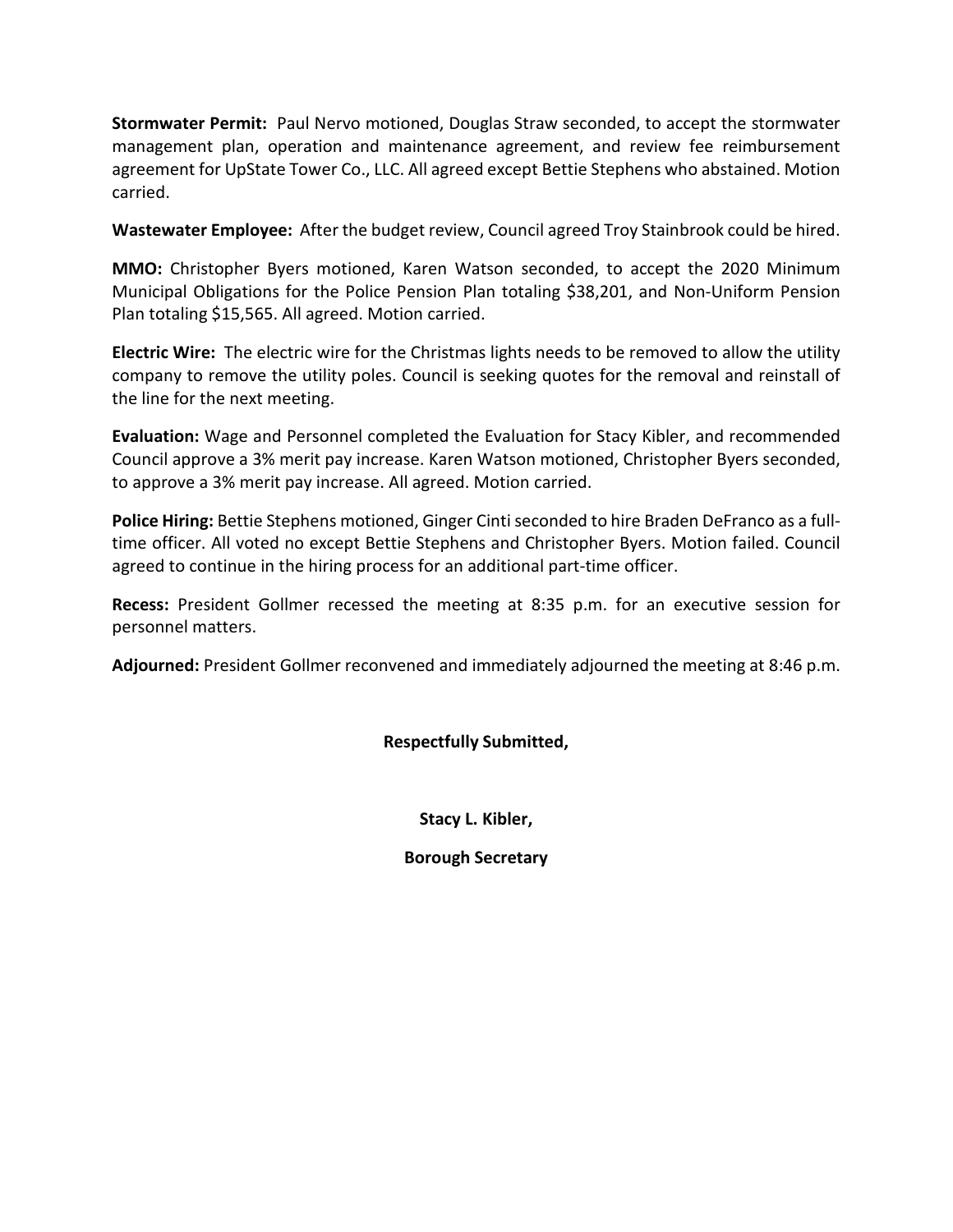**Stormwater Permit:** Paul Nervo motioned, Douglas Straw seconded, to accept the stormwater management plan, operation and maintenance agreement, and review fee reimbursement agreement for UpState Tower Co., LLC. All agreed except Bettie Stephens who abstained. Motion carried.

**Wastewater Employee:** After the budget review, Council agreed Troy Stainbrook could be hired.

**MMO:** Christopher Byers motioned, Karen Watson seconded, to accept the 2020 Minimum Municipal Obligations for the Police Pension Plan totaling $38,201, and Non-Uniform Pension Plan totaling $15,565. All agreed. Motion carried.

**Electric Wire:** The electric wire for the Christmas lights needs to be removed to allow the utility company to remove the utility poles. Council is seeking quotes for the removal and reinstall of the line for the next meeting.

**Evaluation:** Wage and Personnel completed the Evaluation for Stacy Kibler, and recommended Council approve a 3% merit pay increase. Karen Watson motioned, Christopher Byers seconded, to approve a 3% merit pay increase. All agreed. Motion carried.

**Police Hiring:** Bettie Stephens motioned, Ginger Cinti seconded to hire Braden DeFranco as a full-time officer. All voted no except Bettie Stephens and Christopher Byers. Motion failed. Council agreed to continue in the hiring process for an additional part-time officer.

**Recess:** President Gollmer recessed the meeting at 8:35 p.m. for an executive session for personnel matters.

**Adjourned:** President Gollmer reconvened and immediately adjourned the meeting at 8:46 p.m.

**Respectfully Submitted,**

**Stacy L. Kibler,**

**Borough Secretary**